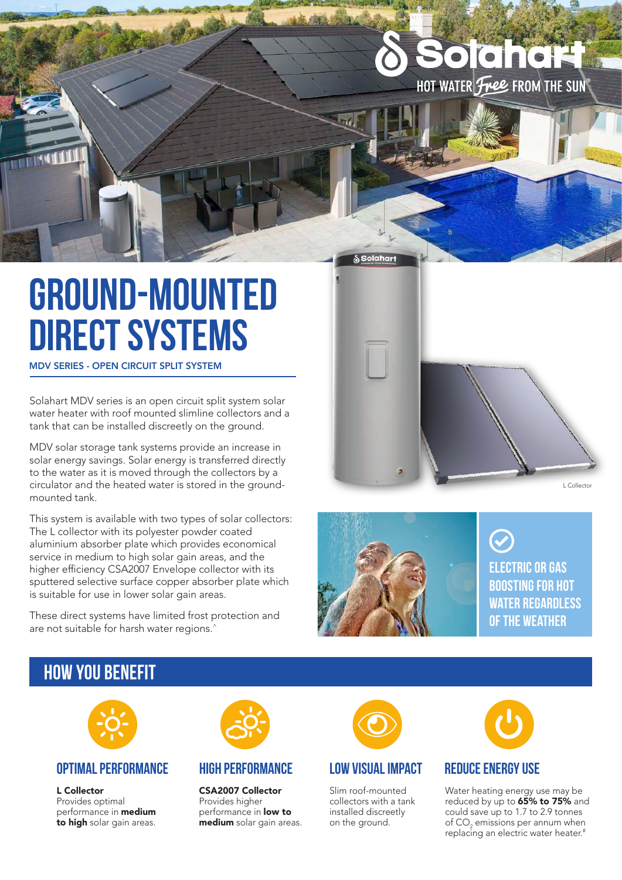Solahart

HOT WATER *Free* FROM THE SUN®

# GROUND-MOUNTED DIRECT SYSTEMS

**MDV SERIES - OPEN CIRCUIT SPLIT SYSTEM**

Solahart MDV series is an open circuit split system solar water heater with roof mounted slimline collectors and a tank that can be installed discreetly on the ground.

MDV solar storage tank systems provide an increase in solar energy savings. Solar energy is transferred directly to the water as it is moved through the collectors by a circulator and the heated water is stored in the ground-mounted tank.

This system is available with two types of solar collectors: The L collector with its polyester powder coated aluminium absorber plate which provides economical service in medium to high solar gain areas, and the higher efficiency CSA2007 Envelope collector with its sputtered selective surface copper absorber plate which is suitable for use in lower solar gain areas.

These direct systems have limited frost protection and are not suitable for harsh water regions.^

L Collector

**ELECTRIC OR GAS BOOSTING FOR HOT WATER REGARDLESS OF THE WEATHER**

## HOW YOU BENEFIT

### OPTIMAL PERFORMANCE

**L Collector**
Provides optimal performance in **medium to high** solar gain areas.

### HIGH PERFORMANCE

**CSA2007 Collector**
Provides higher performance in **low to medium** solar gain areas.

### LOW VISUAL IMPACT

Slim roof-mounted collectors with a tank installed discreetly on the ground.

### REDUCE ENERGY USE

Water heating energy use may be reduced by up to **65% to 75%** and could save up to 1.7 to 2.9 tonnes of $CO_2$ emissions per annum when replacing an electric water heater.#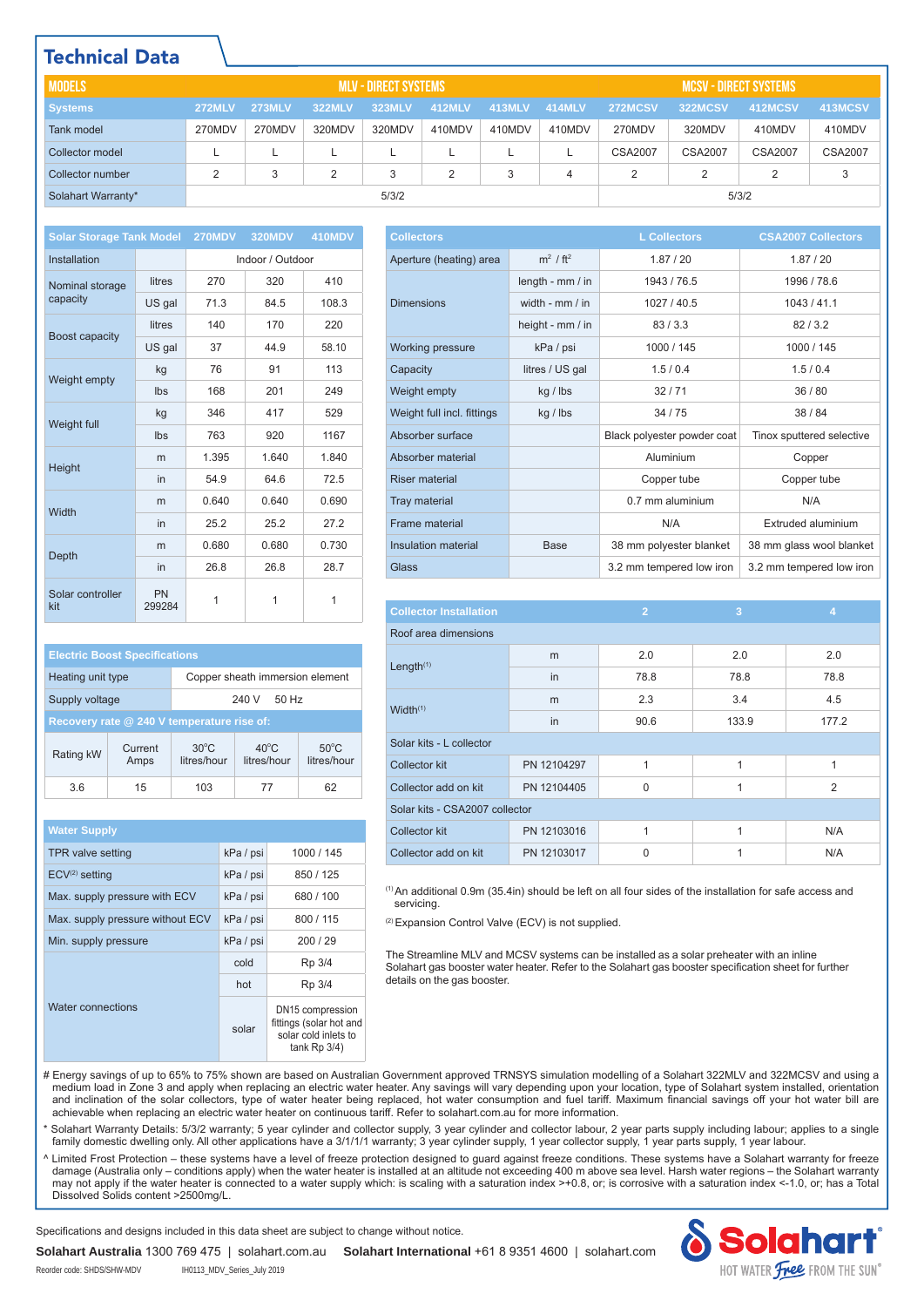## Technical Data

| MODELS | MLV - DIRECT SYSTEMS | | | | | | | MCSV - DIRECT SYSTEMS | | | |
|---|---|---|---|---|---|---|---|---|---|---|---|
| Systems | 272MLV | 273MLV | 322MLV | 323MLV | 412MLV | 413MLV | 414MLV | 272MCSV | 322MCSV | 412MCSV | 413MCSV |
| Tank model | 270MDV | 270MDV | 320MDV | 320MDV | 410MDV | 410MDV | 410MDV | 270MDV | 320MDV | 410MDV | 410MDV |
| Collector model | L | L | L | L | L | L | L | CSA2007 | CSA2007 | CSA2007 | CSA2007 |
| Collector number | 2 | 3 | 2 | 3 | 2 | 3 | 4 | 2 | 2 | 2 | 3 |
| Solahart Warranty* | 5/3/2 | | | | | | | 5/3/2 | | | |

| Solar Storage Tank Model | | 270MDV | 320MDV | 410MDV |
|---|---|---|---|---|
| Installation | | Indoor / Outdoor | | |
| Nominal storage capacity | litres | 270 | 320 | 410 |
| | US gal | 71.3 | 84.5 | 108.3 |
| Boost capacity | litres | 140 | 170 | 220 |
| | US gal | 37 | 44.9 | 58.10 |
| Weight empty | kg | 76 | 91 | 113 |
| | lbs | 168 | 201 | 249 |
| Weight full | kg | 346 | 417 | 529 |
| | lbs | 763 | 920 | 1167 |
| Height | m | 1.395 | 1.640 | 1.840 |
| | in | 54.9 | 64.6 | 72.5 |
| Width | m | 0.640 | 0.640 | 0.690 |
| | in | 25.2 | 25.2 | 27.2 |
| Depth | m | 0.680 | 0.680 | 0.730 |
| | in | 26.8 | 26.8 | 28.7 |
| Solar controller kit | PN 299284 | 1 | 1 | 1 |

| Electric Boost Specifications | | | | |
|---|---|---|---|---|
| Heating unit type | Copper sheath immersion element | | | |
| Supply voltage | 240 V 50 Hz | | | |
| **Recovery rate @ 240 V temperature rise of:** | | | | |
| Rating kW | Current Amps | 30°C litres/hour | 40°C litres/hour | 50°C litres/hour |
| 3.6 | 15 | 103 | 77 | 62 |

| Water Supply | | |
|---|---|---|
| TPR valve setting | kPa / psi | 1000 / 145 |
| ECV[2] setting | kPa / psi | 850 / 125 |
| Max. supply pressure with ECV | kPa / psi | 680 / 100 |
| Max. supply pressure without ECV | kPa / psi | 800 / 115 |
| Min. supply pressure | kPa / psi | 200 / 29 |
| Water connections | cold | Rp 3/4 |
| | hot | Rp 3/4 |
| | solar | DN15 compression fittings (solar hot and solar cold inlets to tank Rp 3/4) |

| Collectors | | L Collectors | CSA2007 Collectors |
|---|---|---|---|
| Aperture (heating) area | $m^2$ / $ft^2$ | 1.87 / 20 | 1.87 / 20 |
| Dimensions | length - mm / in | 1943 / 76.5 | 1996 / 78.6 |
| | width - mm / in | 1027 / 40.5 | 1043 / 41.1 |
| | height - mm / in | 83 / 3.3 | 82 / 3.2 |
| Working pressure | kPa / psi | 1000 / 145 | 1000 / 145 |
| Capacity | litres / US gal | 1.5 / 0.4 | 1.5 / 0.4 |
| Weight empty | kg / lbs | 32 / 71 | 36 / 80 |
| Weight full incl. fittings | kg / lbs | 34 / 75 | 38 / 84 |
| Absorber surface | | Black polyester powder coat | Tinox sputtered selective |
| Absorber material | | Aluminium | Copper |
| Riser material | | Copper tube | Copper tube |
| Tray material | | 0.7 mm aluminium | N/A |
| Frame material | | N/A | Extruded aluminium |
| Insulation material | Base | 38 mm polyester blanket | 38 mm glass wool blanket |
| Glass | | 3.2 mm tempered low iron | 3.2 mm tempered low iron |

| Collector Installation | | 2 | 3 | 4 |
|---|---|---|---|---|
| Roof area dimensions | | | | |
| Length[1] | m | 2.0 | 2.0 | 2.0 |
| | in | 78.8 | 78.8 | 78.8 |
| Width[1] | m | 2.3 | 3.4 | 4.5 |
| | in | 90.6 | 133.9 | 177.2 |
| Solar kits - L collector | | | | |
| Collector kit | PN 12104297 | 1 | 1 | 1 |
| Collector add on kit | PN 12104405 | 0 | 1 | 2 |
| Solar kits - CSA2007 collector | | | | |
| Collector kit | PN 12103016 | 1 | 1 | N/A |
| Collector add on kit | PN 12103017 | 0 | 1 | N/A |

[1] An additional 0.9m (35.4in) should be left on all four sides of the installation for safe access and servicing.

[2] Expansion Control Valve (ECV) is not supplied.

The Streamline MLV and MCSV systems can be installed as a solar preheater with an inline Solahart gas booster water heater. Refer to the Solahart gas booster specification sheet for further details on the gas booster.

# Energy savings of up to 65% to 75% shown are based on Australian Government approved TRNSYS simulation modelling of a Solahart 322MLV and 322MCSV and using a medium load in Zone 3 and apply when replacing an electric water heater. Any savings will vary depending upon your location, type of Solahart system installed, orientation and inclination of the solar collectors, type of water heater being replaced, hot water consumption and fuel tariff. Maximum financial savings off your hot water bill are achievable when replacing an electric water heater on continuous tariff. Refer to solahart.com.au for more information.

* Solahart Warranty Details: 5/3/2 warranty; 5 year cylinder and collector supply, 3 year cylinder and collector labour, 2 year parts supply including labour; applies to a single family domestic dwelling only. All other applications have a 3/1/1/1 warranty; 3 year cylinder supply, 1 year collector supply, 1 year parts supply, 1 year labour.

^ Limited Frost Protection – these systems have a level of freeze protection designed to guard against freeze conditions. These systems have a Solahart warranty for freeze damage (Australia only – conditions apply) when the water heater is installed at an altitude not exceeding 400 m above sea level. Harsh water regions – the Solahart warranty may not apply if the water heater is connected to a water supply which: is scaling with a saturation index >+0.8, or; is corrosive with a saturation index <-1.0, or; has a Total Dissolved Solids content >2500mg/L.

Specifications and designs included in this data sheet are subject to change without notice.

**Solahart Australia** 1300 769 475 | solahart.com.au **Solahart International** +61 8 9351 4600 | solahart.com

Solahart® HOT WATER Free FROM THE SUN®

Reorder code: SHDS/SHW-MDV IH0113_MDV_Series_July 2019